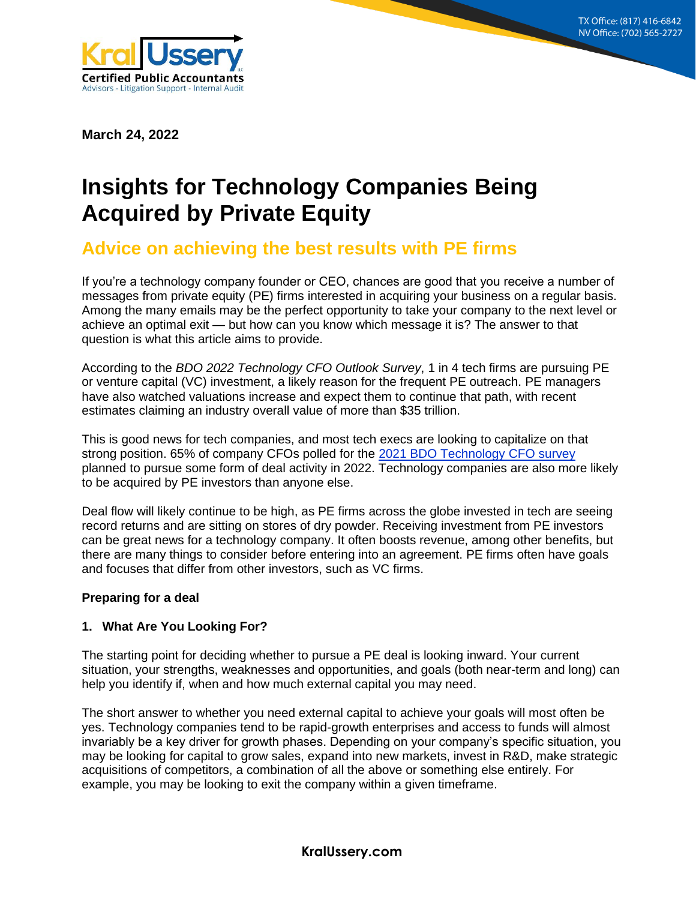March 24, 2022

# Insights for Technology Companies Being Acquired by Private Equity

## Advice on achieving the best results with PE firms

If you're a technology company founder or CEO, chances are good that you receive a number of messages from private equity (PE) firms interested in acquiring your business on a regular basis. Among the many emails may be the perfect opportunity to take your company to the next level or achieve an optimal exit — but how can you know which message it is? The answer to that question is what this article aims to provide.

According to the *BDO 2022 Technology CFO Outlook Survey*, 1 in 4 tech firms are pursuing PE or venture capital (VC) investment, a likely reason for the frequent PE outreach. PE managers have also watched valuations increase and expect them to continue that path, with recent estimates claiming an industry overall value of more than $35 trillion.

This is good news for tech companies, and most tech execs are looking to capitalize on that strong position. 65% of company CFOs polled for the [2021 BDO Technology CFO survey]() planned to pursue some form of deal activity in 2022. Technology companies are also more likely to be acquired by PE investors than anyone else.

Deal flow will likely continue to be high, as PE firms across the globe invested in tech are seeing record returns and are sitting on stores of dry powder. Receiving investment from PE investors can be great news for a technology company. It often boosts revenue, among other benefits, but there are many things to consider before entering into an agreement. PE firms often have goals and focuses that differ from other investors, such as VC firms.

**Preparing for a deal**

**1. What Are You Looking For?**

The starting point for deciding whether to pursue a PE deal is looking inward. Your current situation, your strengths, weaknesses and opportunities, and goals (both near-term and long) can help you identify if, when and how much external capital you may need.

The short answer to whether you need external capital to achieve your goals will most often be yes. Technology companies tend to be rapid-growth enterprises and access to funds will almost invariably be a key driver for growth phases. Depending on your company's specific situation, you may be looking for capital to grow sales, expand into new markets, invest in R&D, make strategic acquisitions of competitors, a combination of all the above or something else entirely. For example, you may be looking to exit the company within a given timeframe.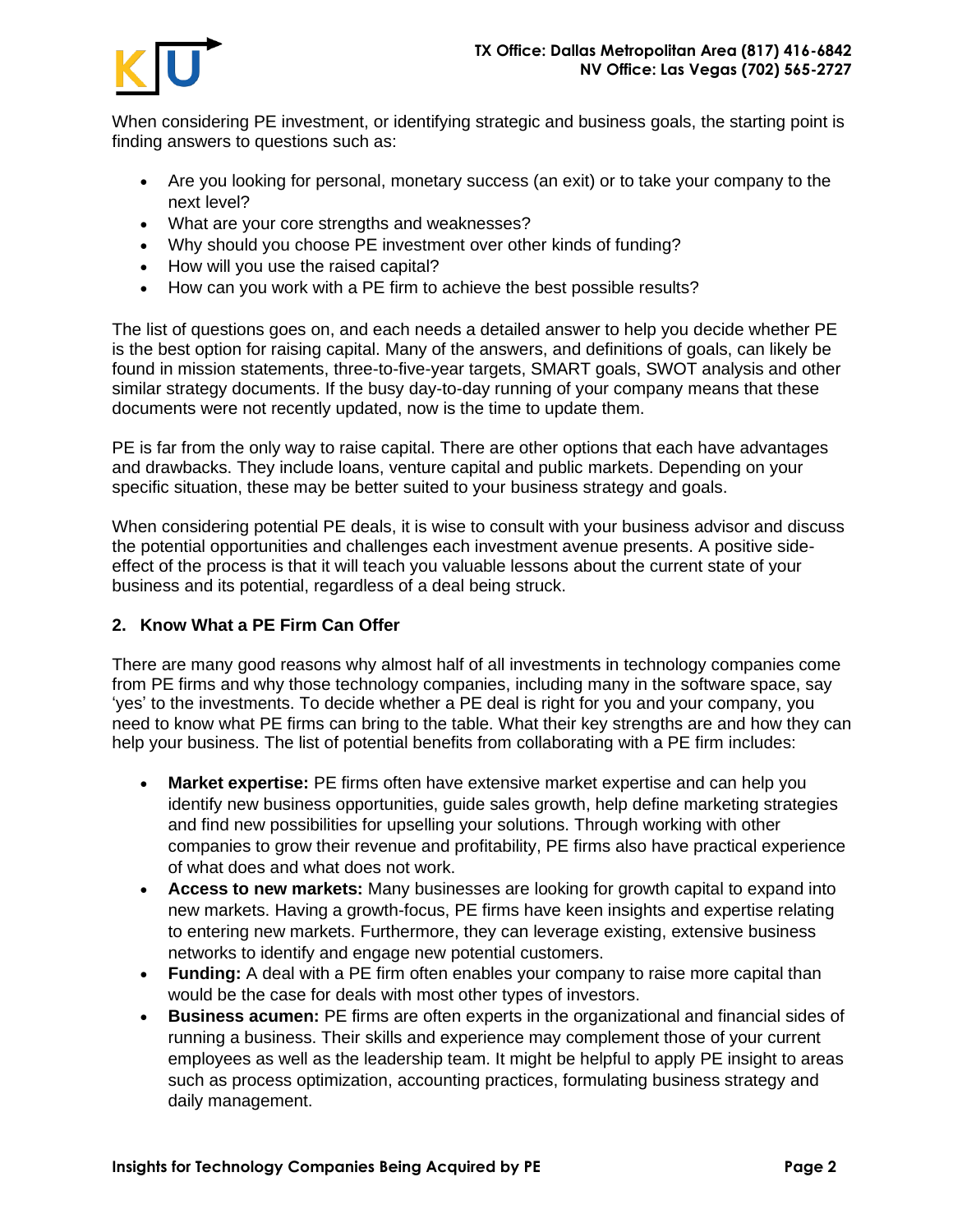When considering PE investment, or identifying strategic and business goals, the starting point is finding answers to questions such as:

- Are you looking for personal, monetary success (an exit) or to take your company to the next level?
- What are your core strengths and weaknesses?
- Why should you choose PE investment over other kinds of funding?
- How will you use the raised capital?
- How can you work with a PE firm to achieve the best possible results?

The list of questions goes on, and each needs a detailed answer to help you decide whether PE is the best option for raising capital. Many of the answers, and definitions of goals, can likely be found in mission statements, three-to-five-year targets, SMART goals, SWOT analysis and other similar strategy documents. If the busy day-to-day running of your company means that these documents were not recently updated, now is the time to update them.

PE is far from the only way to raise capital. There are other options that each have advantages and drawbacks. They include loans, venture capital and public markets. Depending on your specific situation, these may be better suited to your business strategy and goals.

When considering potential PE deals, it is wise to consult with your business advisor and discuss the potential opportunities and challenges each investment avenue presents. A positive side-effect of the process is that it will teach you valuable lessons about the current state of your business and its potential, regardless of a deal being struck.

## 2. Know What a PE Firm Can Offer

There are many good reasons why almost half of all investments in technology companies come from PE firms and why those technology companies, including many in the software space, say 'yes' to the investments. To decide whether a PE deal is right for you and your company, you need to know what PE firms can bring to the table. What their key strengths are and how they can help your business. The list of potential benefits from collaborating with a PE firm includes:

- **Market expertise:** PE firms often have extensive market expertise and can help you identify new business opportunities, guide sales growth, help define marketing strategies and find new possibilities for upselling your solutions. Through working with other companies to grow their revenue and profitability, PE firms also have practical experience of what does and what does not work.
- **Access to new markets:** Many businesses are looking for growth capital to expand into new markets. Having a growth-focus, PE firms have keen insights and expertise relating to entering new markets. Furthermore, they can leverage existing, extensive business networks to identify and engage new potential customers.
- **Funding:** A deal with a PE firm often enables your company to raise more capital than would be the case for deals with most other types of investors.
- **Business acumen:** PE firms are often experts in the organizational and financial sides of running a business. Their skills and experience may complement those of your current employees as well as the leadership team. It might be helpful to apply PE insight to areas such as process optimization, accounting practices, formulating business strategy and daily management.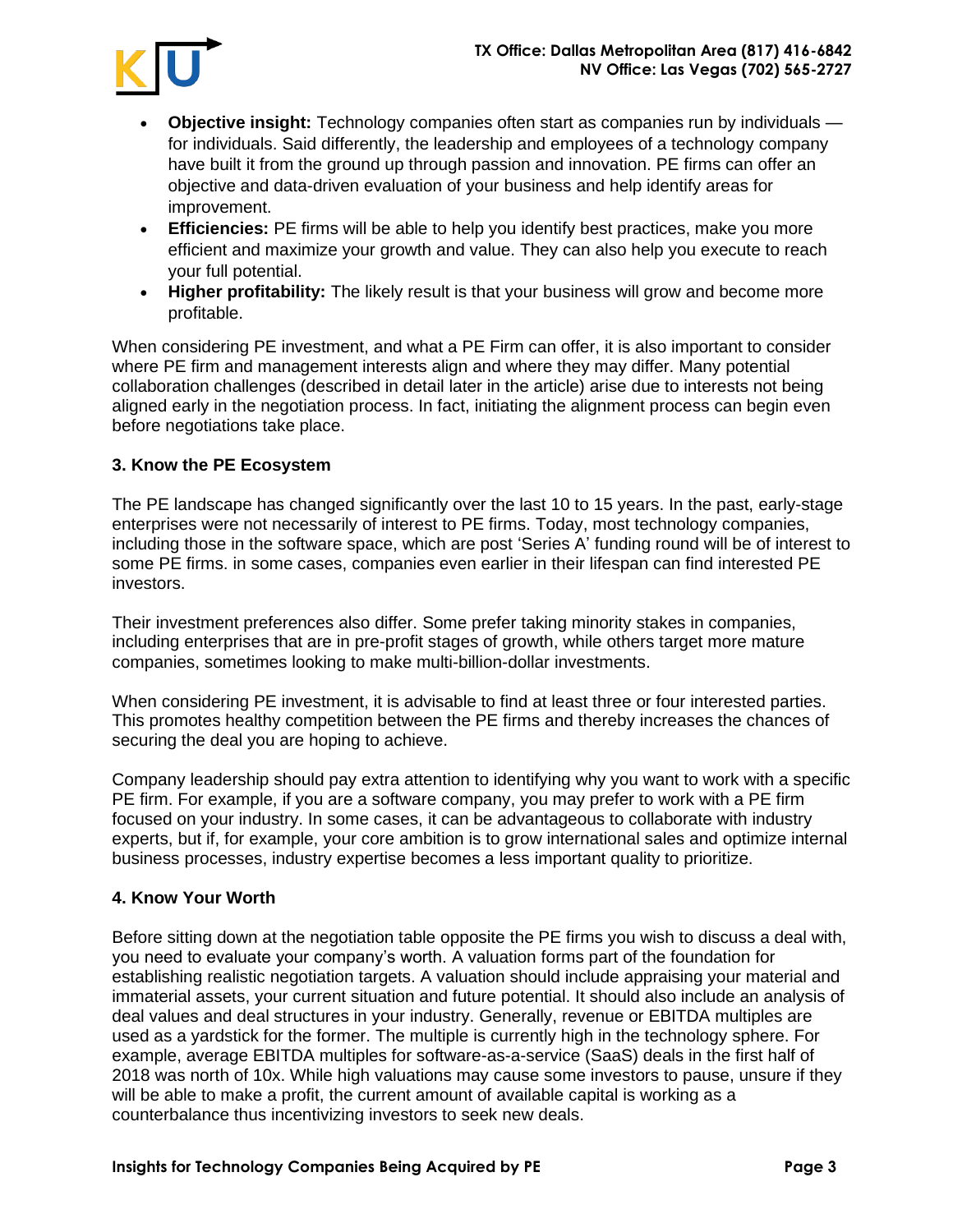- **Objective insight:** Technology companies often start as companies run by individuals — for individuals. Said differently, the leadership and employees of a technology company have built it from the ground up through passion and innovation. PE firms can offer an objective and data-driven evaluation of your business and help identify areas for improvement.
- **Efficiencies:** PE firms will be able to help you identify best practices, make you more efficient and maximize your growth and value. They can also help you execute to reach your full potential.
- **Higher profitability:** The likely result is that your business will grow and become more profitable.

When considering PE investment, and what a PE Firm can offer, it is also important to consider where PE firm and management interests align and where they may differ. Many potential collaboration challenges (described in detail later in the article) arise due to interests not being aligned early in the negotiation process. In fact, initiating the alignment process can begin even before negotiations take place.

### 3. Know the PE Ecosystem

The PE landscape has changed significantly over the last 10 to 15 years. In the past, early-stage enterprises were not necessarily of interest to PE firms. Today, most technology companies, including those in the software space, which are post 'Series A' funding round will be of interest to some PE firms. in some cases, companies even earlier in their lifespan can find interested PE investors.

Their investment preferences also differ. Some prefer taking minority stakes in companies, including enterprises that are in pre-profit stages of growth, while others target more mature companies, sometimes looking to make multi-billion-dollar investments.

When considering PE investment, it is advisable to find at least three or four interested parties. This promotes healthy competition between the PE firms and thereby increases the chances of securing the deal you are hoping to achieve.

Company leadership should pay extra attention to identifying why you want to work with a specific PE firm. For example, if you are a software company, you may prefer to work with a PE firm focused on your industry. In some cases, it can be advantageous to collaborate with industry experts, but if, for example, your core ambition is to grow international sales and optimize internal business processes, industry expertise becomes a less important quality to prioritize.

### 4. Know Your Worth

Before sitting down at the negotiation table opposite the PE firms you wish to discuss a deal with, you need to evaluate your company's worth. A valuation forms part of the foundation for establishing realistic negotiation targets. A valuation should include appraising your material and immaterial assets, your current situation and future potential. It should also include an analysis of deal values and deal structures in your industry. Generally, revenue or EBITDA multiples are used as a yardstick for the former. The multiple is currently high in the technology sphere. For example, average EBITDA multiples for software-as-a-service (SaaS) deals in the first half of 2018 was north of 10x. While high valuations may cause some investors to pause, unsure if they will be able to make a profit, the current amount of available capital is working as a counterbalance thus incentivizing investors to seek new deals.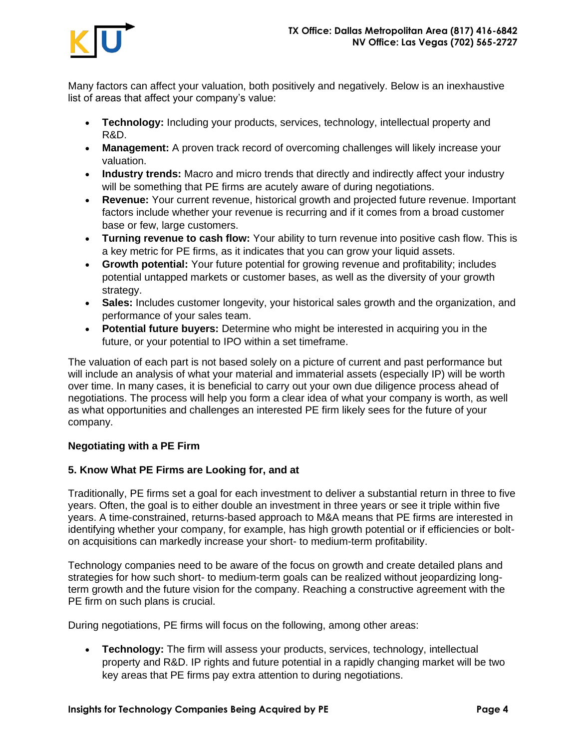Many factors can affect your valuation, both positively and negatively. Below is an inexhaustive list of areas that affect your company's value:

- **Technology:** Including your products, services, technology, intellectual property and R&D.
- **Management:** A proven track record of overcoming challenges will likely increase your valuation.
- **Industry trends:** Macro and micro trends that directly and indirectly affect your industry will be something that PE firms are acutely aware of during negotiations.
- **Revenue:** Your current revenue, historical growth and projected future revenue. Important factors include whether your revenue is recurring and if it comes from a broad customer base or few, large customers.
- **Turning revenue to cash flow:** Your ability to turn revenue into positive cash flow. This is a key metric for PE firms, as it indicates that you can grow your liquid assets.
- **Growth potential:** Your future potential for growing revenue and profitability; includes potential untapped markets or customer bases, as well as the diversity of your growth strategy.
- **Sales:** Includes customer longevity, your historical sales growth and the organization, and performance of your sales team.
- **Potential future buyers:** Determine who might be interested in acquiring you in the future, or your potential to IPO within a set timeframe.

The valuation of each part is not based solely on a picture of current and past performance but will include an analysis of what your material and immaterial assets (especially IP) will be worth over time. In many cases, it is beneficial to carry out your own due diligence process ahead of negotiations. The process will help you form a clear idea of what your company is worth, as well as what opportunities and challenges an interested PE firm likely sees for the future of your company.

## Negotiating with a PE Firm

### 5. Know What PE Firms are Looking for, and at

Traditionally, PE firms set a goal for each investment to deliver a substantial return in three to five years. Often, the goal is to either double an investment in three years or see it triple within five years. A time-constrained, returns-based approach to M&A means that PE firms are interested in identifying whether your company, for example, has high growth potential or if efficiencies or bolt-on acquisitions can markedly increase your short- to medium-term profitability.

Technology companies need to be aware of the focus on growth and create detailed plans and strategies for how such short- to medium-term goals can be realized without jeopardizing long-term growth and the future vision for the company. Reaching a constructive agreement with the PE firm on such plans is crucial.

During negotiations, PE firms will focus on the following, among other areas:

- **Technology:** The firm will assess your products, services, technology, intellectual property and R&D. IP rights and future potential in a rapidly changing market will be two key areas that PE firms pay extra attention to during negotiations.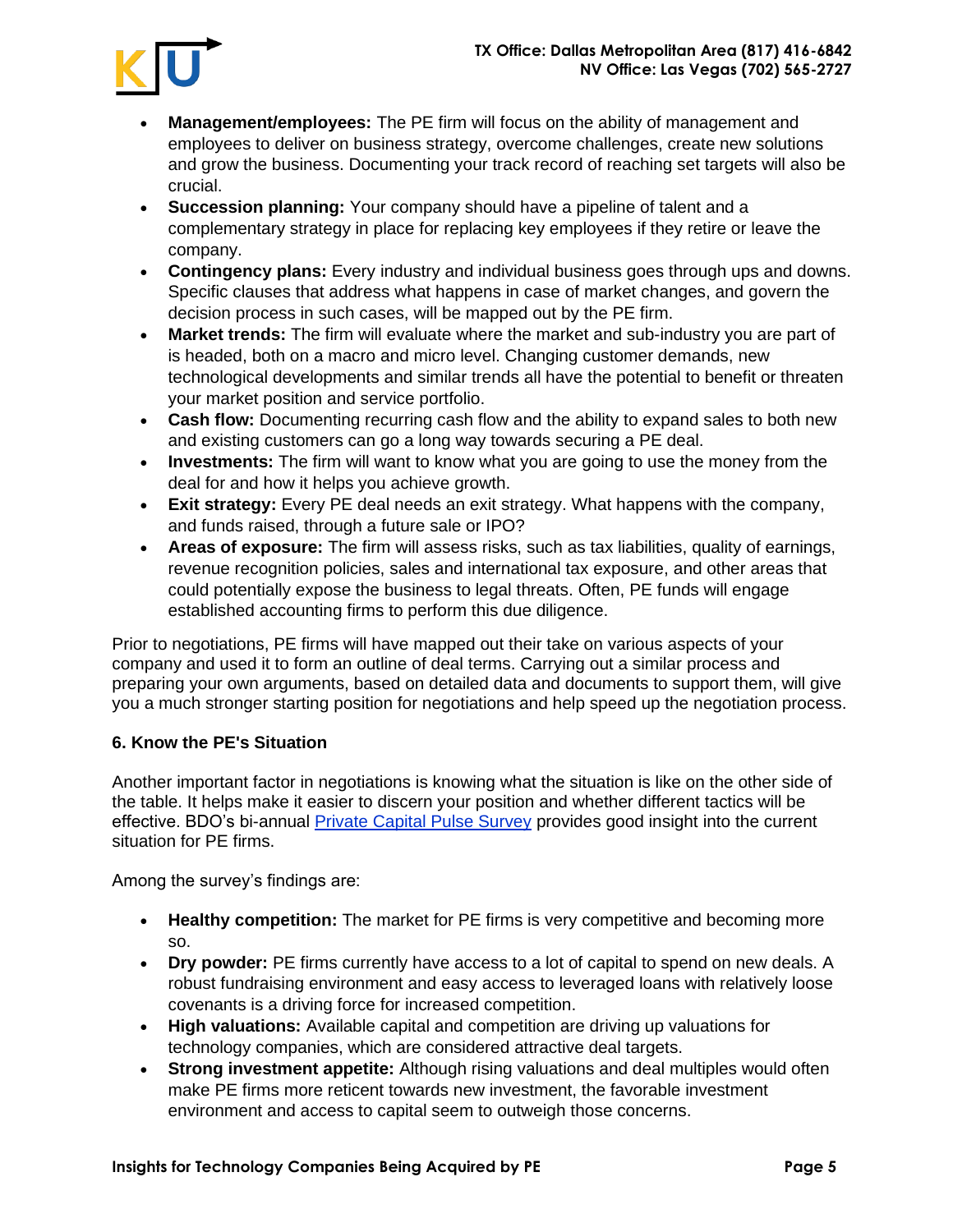- **Management/employees:** The PE firm will focus on the ability of management and employees to deliver on business strategy, overcome challenges, create new solutions and grow the business. Documenting your track record of reaching set targets will also be crucial.
- **Succession planning:** Your company should have a pipeline of talent and a complementary strategy in place for replacing key employees if they retire or leave the company.
- **Contingency plans:** Every industry and individual business goes through ups and downs. Specific clauses that address what happens in case of market changes, and govern the decision process in such cases, will be mapped out by the PE firm.
- **Market trends:** The firm will evaluate where the market and sub-industry you are part of is headed, both on a macro and micro level. Changing customer demands, new technological developments and similar trends all have the potential to benefit or threaten your market position and service portfolio.
- **Cash flow:** Documenting recurring cash flow and the ability to expand sales to both new and existing customers can go a long way towards securing a PE deal.
- **Investments:** The firm will want to know what you are going to use the money from the deal for and how it helps you achieve growth.
- **Exit strategy:** Every PE deal needs an exit strategy. What happens with the company, and funds raised, through a future sale or IPO?
- **Areas of exposure:** The firm will assess risks, such as tax liabilities, quality of earnings, revenue recognition policies, sales and international tax exposure, and other areas that could potentially expose the business to legal threats. Often, PE funds will engage established accounting firms to perform this due diligence.

Prior to negotiations, PE firms will have mapped out their take on various aspects of your company and used it to form an outline of deal terms. Carrying out a similar process and preparing your own arguments, based on detailed data and documents to support them, will give you a much stronger starting position for negotiations and help speed up the negotiation process.

**6. Know the PE's Situation**

Another important factor in negotiations is knowing what the situation is like on the other side of the table. It helps make it easier to discern your position and whether different tactics will be effective. BDO's bi-annual Private Capital Pulse Survey provides good insight into the current situation for PE firms.

Among the survey's findings are:

- **Healthy competition:** The market for PE firms is very competitive and becoming more so.
- **Dry powder:** PE firms currently have access to a lot of capital to spend on new deals. A robust fundraising environment and easy access to leveraged loans with relatively loose covenants is a driving force for increased competition.
- **High valuations:** Available capital and competition are driving up valuations for technology companies, which are considered attractive deal targets.
- **Strong investment appetite:** Although rising valuations and deal multiples would often make PE firms more reticent towards new investment, the favorable investment environment and access to capital seem to outweigh those concerns.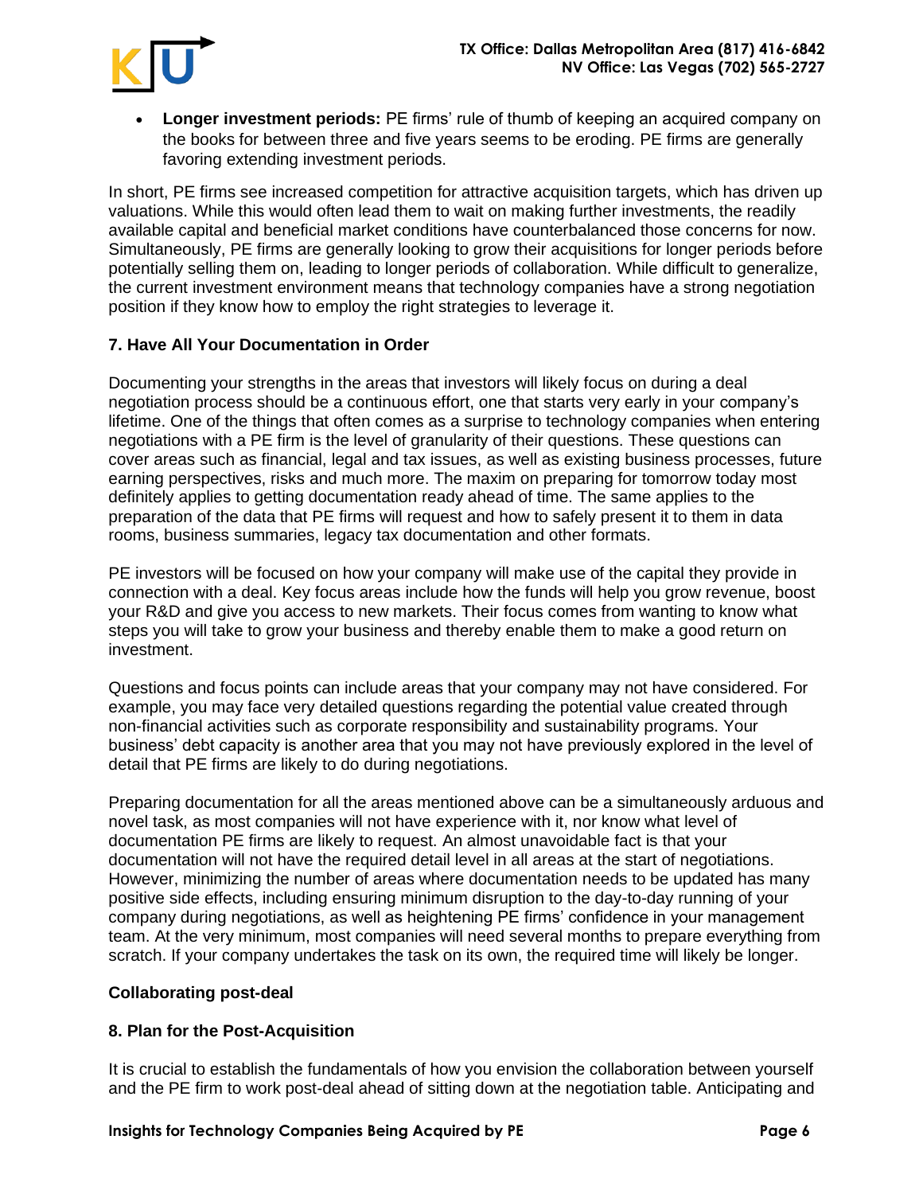- **Longer investment periods:** PE firms' rule of thumb of keeping an acquired company on the books for between three and five years seems to be eroding. PE firms are generally favoring extending investment periods.

In short, PE firms see increased competition for attractive acquisition targets, which has driven up valuations. While this would often lead them to wait on making further investments, the readily available capital and beneficial market conditions have counterbalanced those concerns for now. Simultaneously, PE firms are generally looking to grow their acquisitions for longer periods before potentially selling them on, leading to longer periods of collaboration. While difficult to generalize, the current investment environment means that technology companies have a strong negotiation position if they know how to employ the right strategies to leverage it.

### 7. Have All Your Documentation in Order

Documenting your strengths in the areas that investors will likely focus on during a deal negotiation process should be a continuous effort, one that starts very early in your company's lifetime. One of the things that often comes as a surprise to technology companies when entering negotiations with a PE firm is the level of granularity of their questions. These questions can cover areas such as financial, legal and tax issues, as well as existing business processes, future earning perspectives, risks and much more. The maxim on preparing for tomorrow today most definitely applies to getting documentation ready ahead of time. The same applies to the preparation of the data that PE firms will request and how to safely present it to them in data rooms, business summaries, legacy tax documentation and other formats.

PE investors will be focused on how your company will make use of the capital they provide in connection with a deal. Key focus areas include how the funds will help you grow revenue, boost your R&D and give you access to new markets. Their focus comes from wanting to know what steps you will take to grow your business and thereby enable them to make a good return on investment.

Questions and focus points can include areas that your company may not have considered. For example, you may face very detailed questions regarding the potential value created through non-financial activities such as corporate responsibility and sustainability programs. Your business' debt capacity is another area that you may not have previously explored in the level of detail that PE firms are likely to do during negotiations.

Preparing documentation for all the areas mentioned above can be a simultaneously arduous and novel task, as most companies will not have experience with it, nor know what level of documentation PE firms are likely to request. An almost unavoidable fact is that your documentation will not have the required detail level in all areas at the start of negotiations. However, minimizing the number of areas where documentation needs to be updated has many positive side effects, including ensuring minimum disruption to the day-to-day running of your company during negotiations, as well as heightening PE firms' confidence in your management team. At the very minimum, most companies will need several months to prepare everything from scratch. If your company undertakes the task on its own, the required time will likely be longer.

## Collaborating post-deal

### 8. Plan for the Post-Acquisition

It is crucial to establish the fundamentals of how you envision the collaboration between yourself and the PE firm to work post-deal ahead of sitting down at the negotiation table. Anticipating and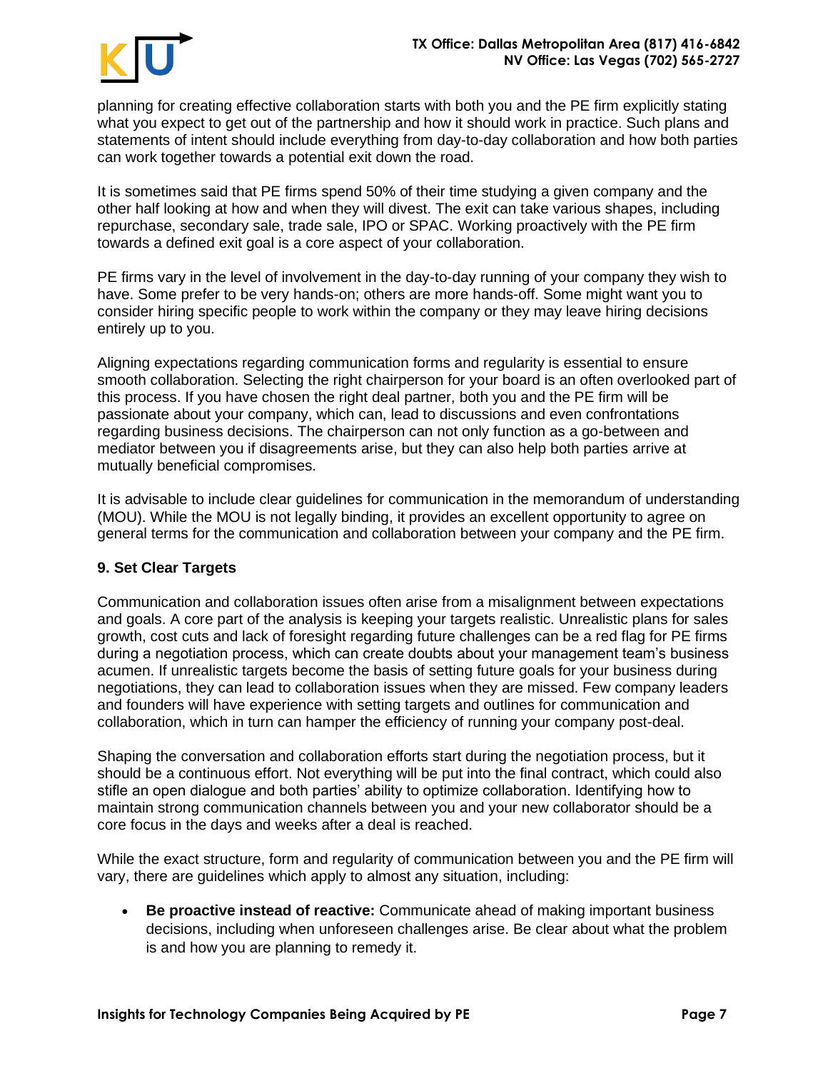planning for creating effective collaboration starts with both you and the PE firm explicitly stating what you expect to get out of the partnership and how it should work in practice. Such plans and statements of intent should include everything from day-to-day collaboration and how both parties can work together towards a potential exit down the road.

It is sometimes said that PE firms spend 50% of their time studying a given company and the other half looking at how and when they will divest. The exit can take various shapes, including repurchase, secondary sale, trade sale, IPO or SPAC. Working proactively with the PE firm towards a defined exit goal is a core aspect of your collaboration.

PE firms vary in the level of involvement in the day-to-day running of your company they wish to have. Some prefer to be very hands-on; others are more hands-off. Some might want you to consider hiring specific people to work within the company or they may leave hiring decisions entirely up to you.

Aligning expectations regarding communication forms and regularity is essential to ensure smooth collaboration. Selecting the right chairperson for your board is an often overlooked part of this process. If you have chosen the right deal partner, both you and the PE firm will be passionate about your company, which can, lead to discussions and even confrontations regarding business decisions. The chairperson can not only function as a go-between and mediator between you if disagreements arise, but they can also help both parties arrive at mutually beneficial compromises.

It is advisable to include clear guidelines for communication in the memorandum of understanding (MOU). While the MOU is not legally binding, it provides an excellent opportunity to agree on general terms for the communication and collaboration between your company and the PE firm.

### 9. Set Clear Targets

Communication and collaboration issues often arise from a misalignment between expectations and goals. A core part of the analysis is keeping your targets realistic. Unrealistic plans for sales growth, cost cuts and lack of foresight regarding future challenges can be a red flag for PE firms during a negotiation process, which can create doubts about your management team's business acumen. If unrealistic targets become the basis of setting future goals for your business during negotiations, they can lead to collaboration issues when they are missed. Few company leaders and founders will have experience with setting targets and outlines for communication and collaboration, which in turn can hamper the efficiency of running your company post-deal.

Shaping the conversation and collaboration efforts start during the negotiation process, but it should be a continuous effort. Not everything will be put into the final contract, which could also stifle an open dialogue and both parties' ability to optimize collaboration. Identifying how to maintain strong communication channels between you and your new collaborator should be a core focus in the days and weeks after a deal is reached.

While the exact structure, form and regularity of communication between you and the PE firm will vary, there are guidelines which apply to almost any situation, including:

- **Be proactive instead of reactive:** Communicate ahead of making important business decisions, including when unforeseen challenges arise. Be clear about what the problem is and how you are planning to remedy it.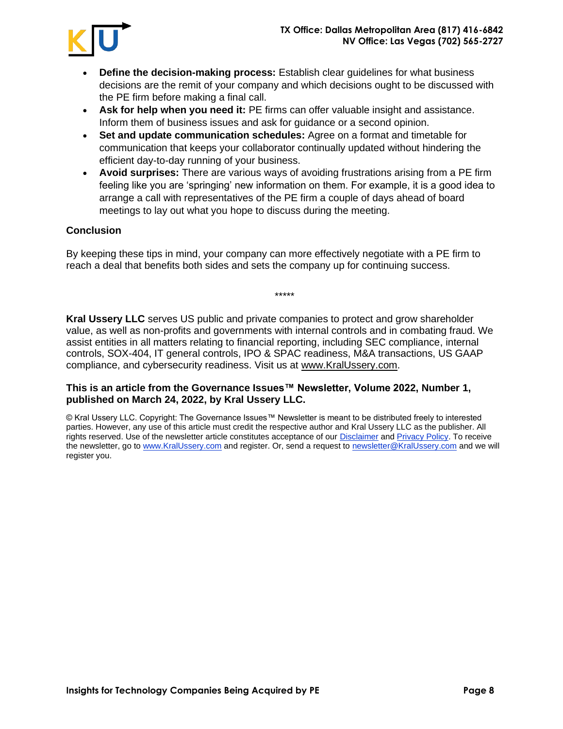- **Define the decision-making process:** Establish clear guidelines for what business decisions are the remit of your company and which decisions ought to be discussed with the PE firm before making a final call.
- **Ask for help when you need it:** PE firms can offer valuable insight and assistance. Inform them of business issues and ask for guidance or a second opinion.
- **Set and update communication schedules:** Agree on a format and timetable for communication that keeps your collaborator continually updated without hindering the efficient day-to-day running of your business.
- **Avoid surprises:** There are various ways of avoiding frustrations arising from a PE firm feeling like you are 'springing' new information on them. For example, it is a good idea to arrange a call with representatives of the PE firm a couple of days ahead of board meetings to lay out what you hope to discuss during the meeting.

### Conclusion

By keeping these tips in mind, your company can more effectively negotiate with a PE firm to reach a deal that benefits both sides and sets the company up for continuing success.

*****

**Kral Ussery LLC** serves US public and private companies to protect and grow shareholder value, as well as non-profits and governments with internal controls and in combating fraud. We assist entities in all matters relating to financial reporting, including SEC compliance, internal controls, SOX-404, IT general controls, IPO & SPAC readiness, M&A transactions, US GAAP compliance, and cybersecurity readiness. Visit us at www.KralUssery.com.

**This is an article from the Governance Issues™ Newsletter, Volume 2022, Number 1, published on March 24, 2022, by Kral Ussery LLC.**

© Kral Ussery LLC. Copyright: The Governance Issues™ Newsletter is meant to be distributed freely to interested parties. However, any use of this article must credit the respective author and Kral Ussery LLC as the publisher. All rights reserved. Use of the newsletter article constitutes acceptance of our Disclaimer and Privacy Policy. To receive the newsletter, go to www.KralUssery.com and register. Or, send a request to newsletter@KralUssery.com and we will register you.